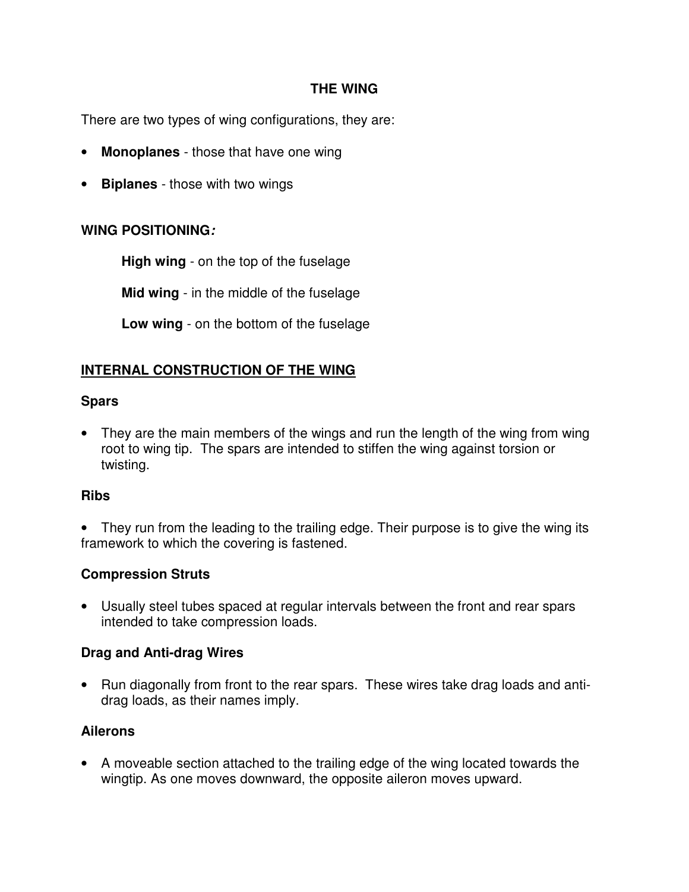# THE WING

There are two types of wing configurations, they are:

- **Monoplanes** - those that have one wing
- **Biplanes** - those with two wings

**WING POSITIONING*:***

**High wing** - on the top of the fuselage

**Mid wing** - in the middle of the fuselage

**Low wing** - on the bottom of the fuselage

## INTERNAL CONSTRUCTION OF THE WING

### Spars

- They are the main members of the wings and run the length of the wing from wing root to wing tip. The spars are intended to stiffen the wing against torsion or twisting.

### Ribs

- They run from the leading to the trailing edge. Their purpose is to give the wing its framework to which the covering is fastened.

### Compression Struts

- Usually steel tubes spaced at regular intervals between the front and rear spars intended to take compression loads.

### Drag and Anti-drag Wires

- Run diagonally from front to the rear spars. These wires take drag loads and anti-drag loads, as their names imply.

### Ailerons

- A moveable section attached to the trailing edge of the wing located towards the wingtip. As one moves downward, the opposite aileron moves upward.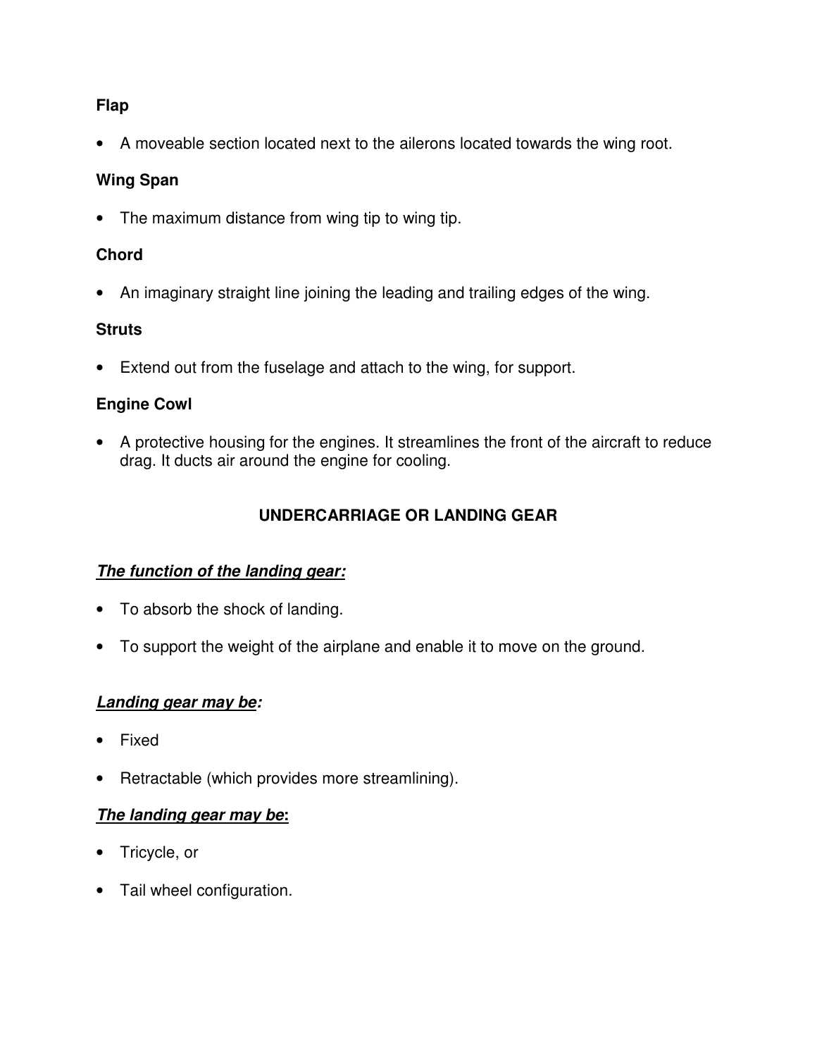**Flap**

- A moveable section located next to the ailerons located towards the wing root.

**Wing Span**

- The maximum distance from wing tip to wing tip.

**Chord**

- An imaginary straight line joining the leading and trailing edges of the wing.

**Struts**

- Extend out from the fuselage and attach to the wing, for support.

**Engine Cowl**

- A protective housing for the engines. It streamlines the front of the aircraft to reduce drag. It ducts air around the engine for cooling.

## UNDERCARRIAGE OR LANDING GEAR

***The function of the landing gear:***

- To absorb the shock of landing.
- To support the weight of the airplane and enable it to move on the ground.

***Landing gear may be:***

- Fixed
- Retractable (which provides more streamlining).

***The landing gear may be*:**

- Tricycle, or
- Tail wheel configuration.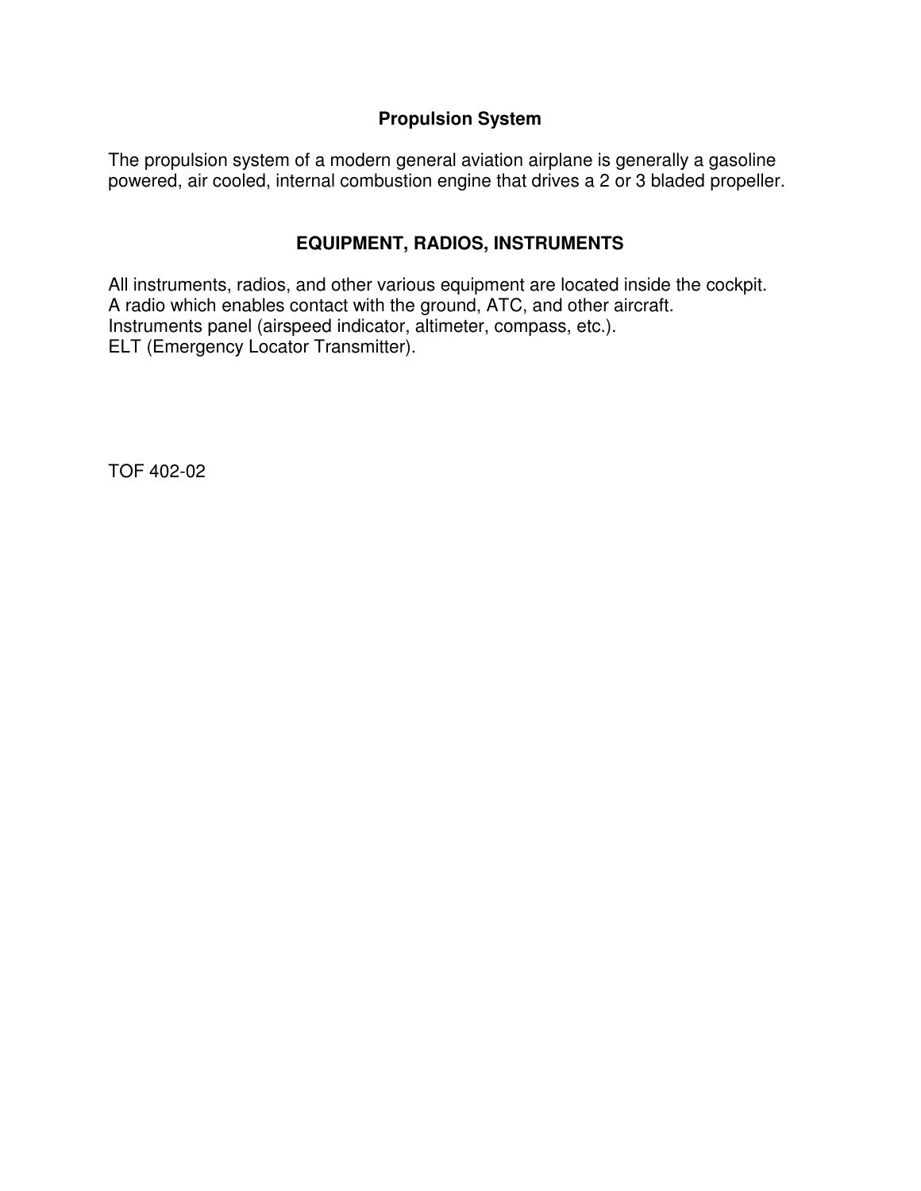## Propulsion System

The propulsion system of a modern general aviation airplane is generally a gasoline powered, air cooled, internal combustion engine that drives a 2 or 3 bladed propeller.

## EQUIPMENT, RADIOS, INSTRUMENTS

All instruments, radios, and other various equipment are located inside the cockpit.
A radio which enables contact with the ground, ATC, and other aircraft.
Instruments panel (airspeed indicator, altimeter, compass, etc.).
ELT (Emergency Locator Transmitter).

TOF 402-02